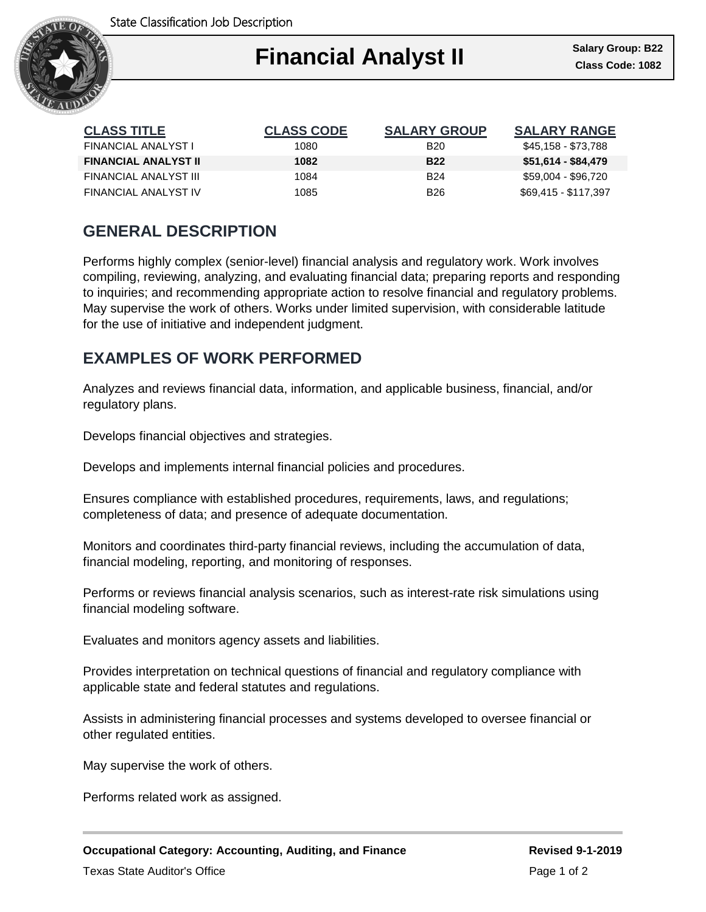State Classification Job Description

# Financial Analyst II

**Salary Group: B22**
**Class Code: 1082**

| CLASS TITLE | CLASS CODE | SALARY GROUP | SALARY RANGE |
|---|---|---|---|
| FINANCIAL ANALYST I | 1080 | B20 | $45,158 - $73,788 |
| **FINANCIAL ANALYST II** | **1082** | **B22** | **$51,614 - $84,479** |
| FINANCIAL ANALYST III | 1084 | B24 | $59,004 - $96,720 |
| FINANCIAL ANALYST IV | 1085 | B26 | $69,415 - $117,397 |

## GENERAL DESCRIPTION

Performs highly complex (senior-level) financial analysis and regulatory work. Work involves compiling, reviewing, analyzing, and evaluating financial data; preparing reports and responding to inquiries; and recommending appropriate action to resolve financial and regulatory problems. May supervise the work of others. Works under limited supervision, with considerable latitude for the use of initiative and independent judgment.

## EXAMPLES OF WORK PERFORMED

Analyzes and reviews financial data, information, and applicable business, financial, and/or regulatory plans.

Develops financial objectives and strategies.

Develops and implements internal financial policies and procedures.

Ensures compliance with established procedures, requirements, laws, and regulations; completeness of data; and presence of adequate documentation.

Monitors and coordinates third-party financial reviews, including the accumulation of data, financial modeling, reporting, and monitoring of responses.

Performs or reviews financial analysis scenarios, such as interest-rate risk simulations using financial modeling software.

Evaluates and monitors agency assets and liabilities.

Provides interpretation on technical questions of financial and regulatory compliance with applicable state and federal statutes and regulations.

Assists in administering financial processes and systems developed to oversee financial or other regulated entities.

May supervise the work of others.

Performs related work as assigned.

**Occupational Category: Accounting, Auditing, and Finance** **Revised 9-1-2019**

Texas State Auditor's Office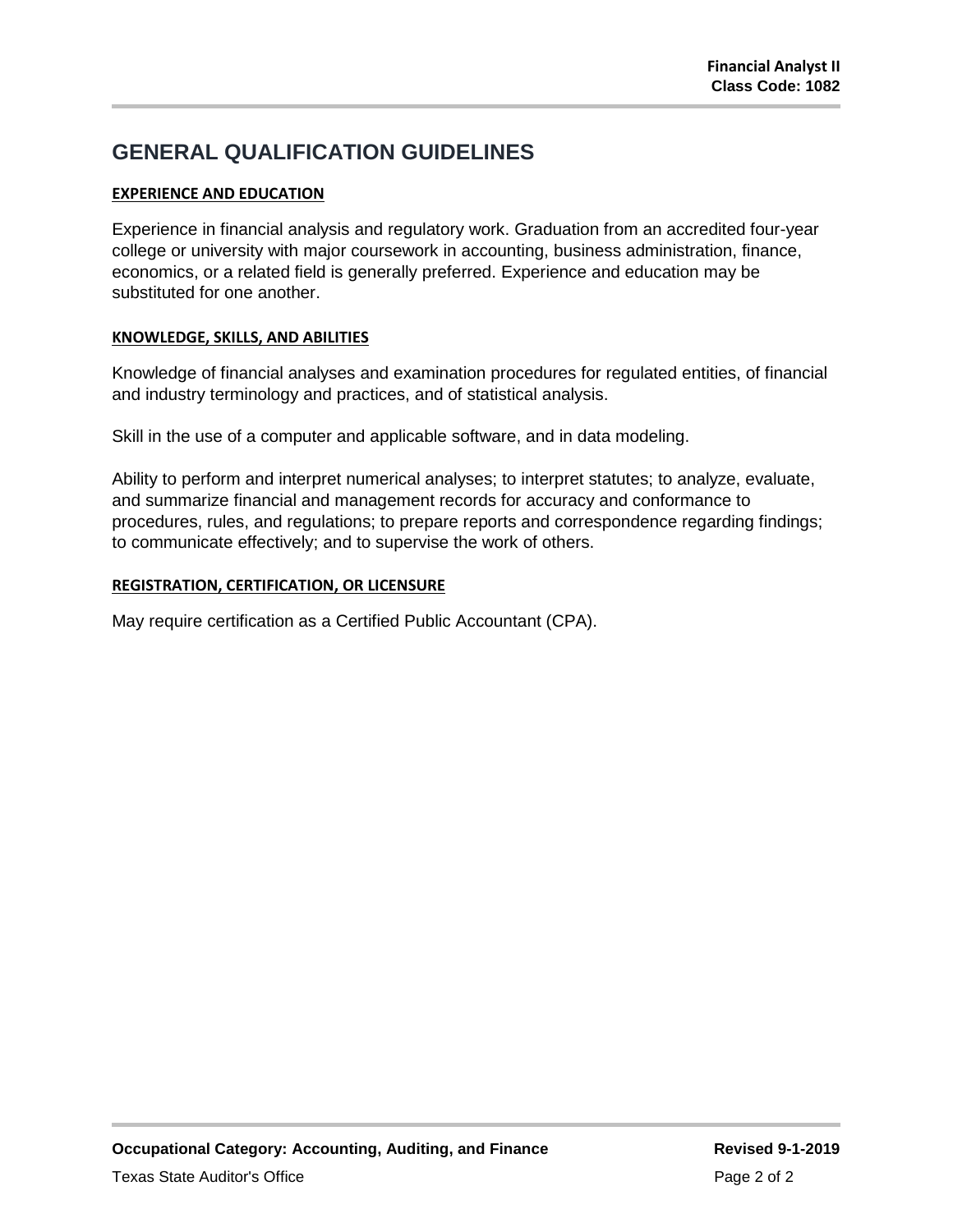# GENERAL QUALIFICATION GUIDELINES

## EXPERIENCE AND EDUCATION

Experience in financial analysis and regulatory work. Graduation from an accredited four-year college or university with major coursework in accounting, business administration, finance, economics, or a related field is generally preferred. Experience and education may be substituted for one another.

## KNOWLEDGE, SKILLS, AND ABILITIES

Knowledge of financial analyses and examination procedures for regulated entities, of financial and industry terminology and practices, and of statistical analysis.

Skill in the use of a computer and applicable software, and in data modeling.

Ability to perform and interpret numerical analyses; to interpret statutes; to analyze, evaluate, and summarize financial and management records for accuracy and conformance to procedures, rules, and regulations; to prepare reports and correspondence regarding findings; to communicate effectively; and to supervise the work of others.

## REGISTRATION, CERTIFICATION, OR LICENSURE

May require certification as a Certified Public Accountant (CPA).